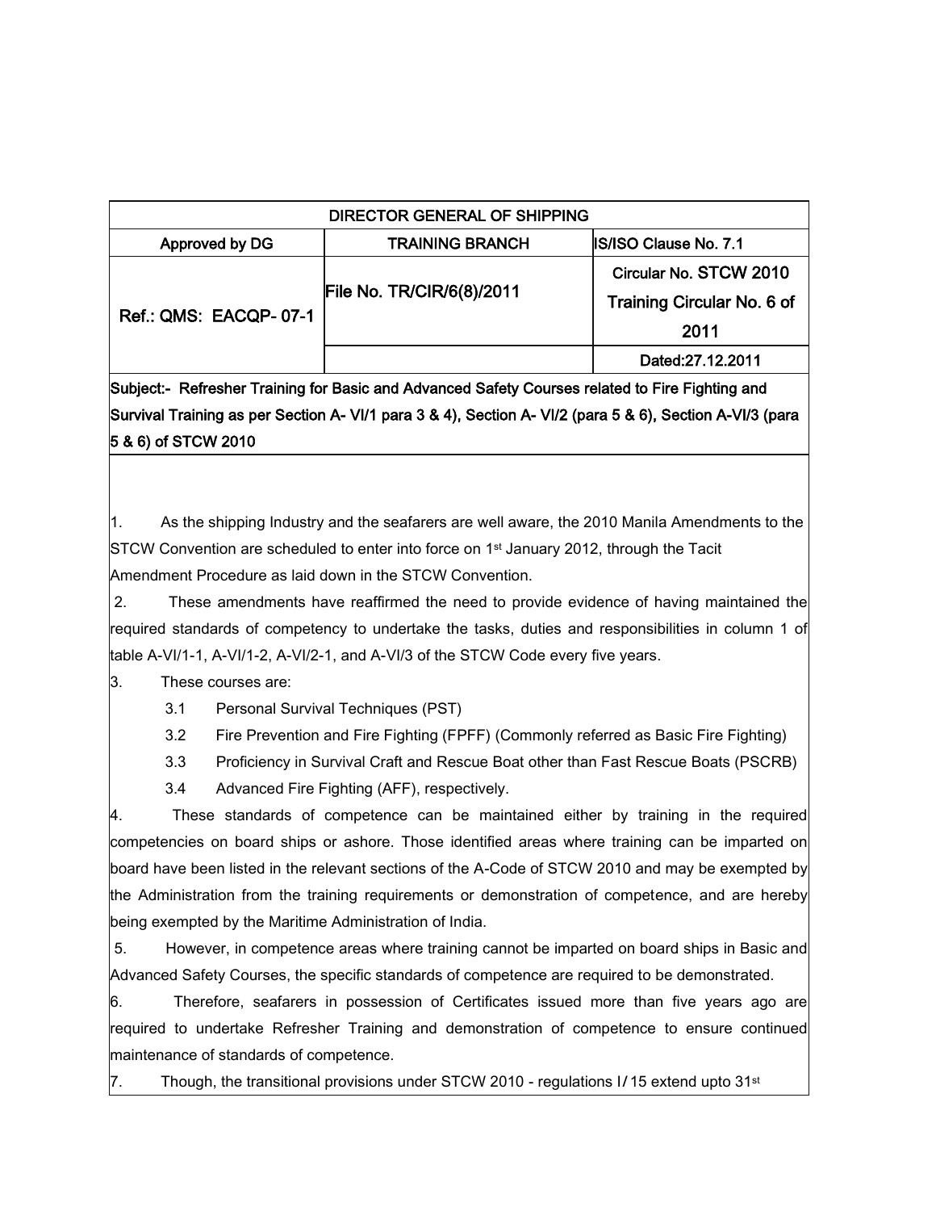| DIRECTOR GENERAL OF SHIPPING | | |
|---|---|---|
| Approved by DG | TRAINING BRANCH | IS/ISO Clause No. 7.1 |
| Ref.: QMS: EACQP- 07-1 | File No. TR/CIR/6(8)/2011 | Circular No. STCW 2010 Training Circular No. 6 of 2011 |
| | | Dated:27.12.2011 |

**Subject:- Refresher Training for Basic and Advanced Safety Courses related to Fire Fighting and Survival Training as per Section A- VI/1 para 3 & 4), Section A- VI/2 (para 5 & 6), Section A-VI/3 (para 5 & 6) of STCW 2010**

1. As the shipping Industry and the seafarers are well aware, the 2010 Manila Amendments to the STCW Convention are scheduled to enter into force on 1st January 2012, through the Tacit Amendment Procedure as laid down in the STCW Convention.

2. These amendments have reaffirmed the need to provide evidence of having maintained the required standards of competency to undertake the tasks, duties and responsibilities in column 1 of table A-VI/1-1, A-VI/1-2, A-VI/2-1, and A-VI/3 of the STCW Code every five years.

3. These courses are:

   3.1 Personal Survival Techniques (PST)

   3.2 Fire Prevention and Fire Fighting (FPFF) (Commonly referred as Basic Fire Fighting)

   3.3 Proficiency in Survival Craft and Rescue Boat other than Fast Rescue Boats (PSCRB)

   3.4 Advanced Fire Fighting (AFF), respectively.

4. These standards of competence can be maintained either by training in the required competencies on board ships or ashore. Those identified areas where training can be imparted on board have been listed in the relevant sections of the A-Code of STCW 2010 and may be exempted by the Administration from the training requirements or demonstration of competence, and are hereby being exempted by the Maritime Administration of India.

5. However, in competence areas where training cannot be imparted on board ships in Basic and Advanced Safety Courses, the specific standards of competence are required to be demonstrated.

6. Therefore, seafarers in possession of Certificates issued more than five years ago are required to undertake Refresher Training and demonstration of competence to ensure continued maintenance of standards of competence.

7. Though, the transitional provisions under STCW 2010 - regulations I/ 15 extend upto 31st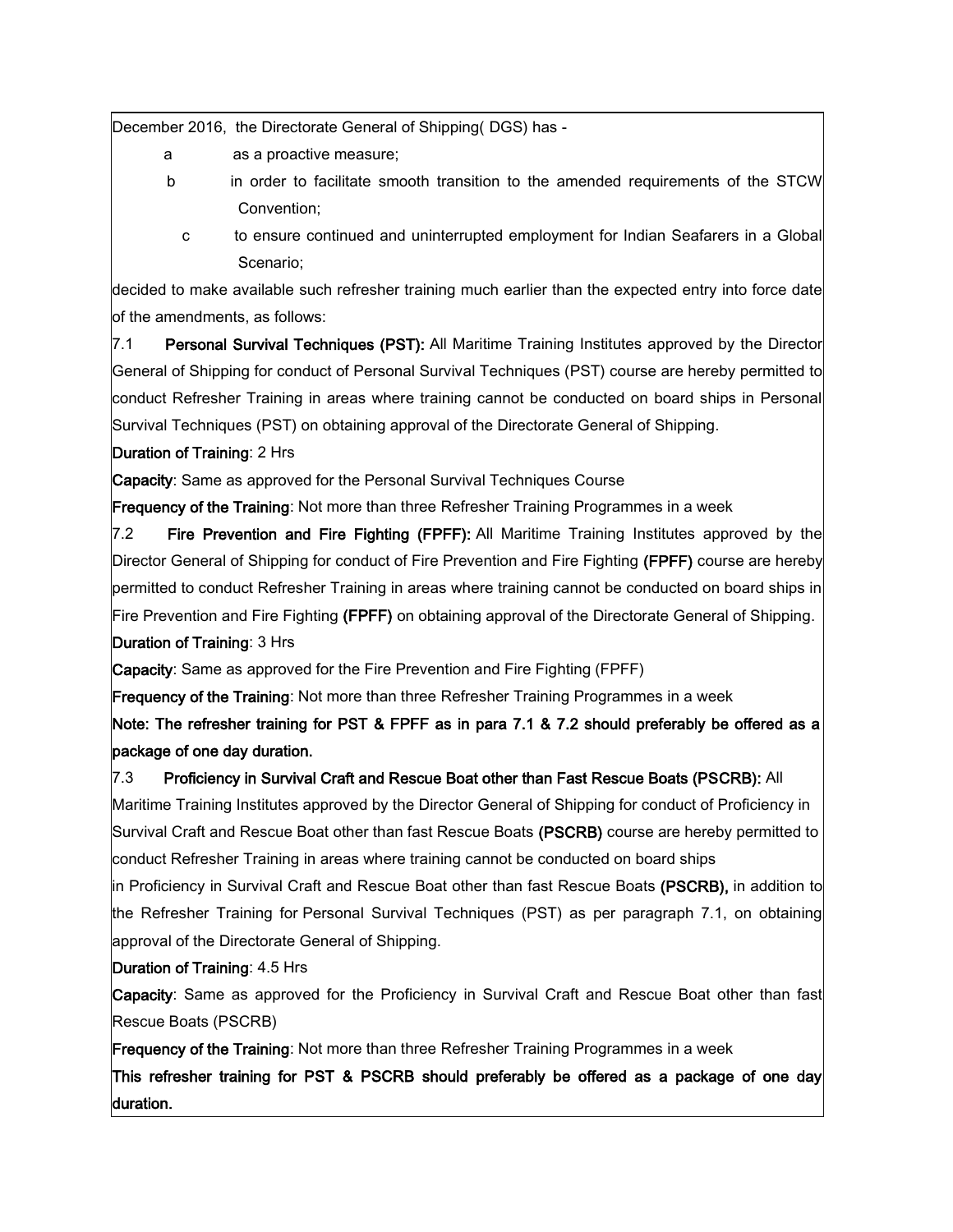December 2016, the Directorate General of Shipping( DGS) has -

a as a proactive measure;

b in order to facilitate smooth transition to the amended requirements of the STCW Convention;

c to ensure continued and uninterrupted employment for Indian Seafarers in a Global Scenario;

decided to make available such refresher training much earlier than the expected entry into force date of the amendments, as follows:

7.1 **Personal Survival Techniques (PST):** All Maritime Training Institutes approved by the Director General of Shipping for conduct of Personal Survival Techniques (PST) course are hereby permitted to conduct Refresher Training in areas where training cannot be conducted on board ships in Personal Survival Techniques (PST) on obtaining approval of the Directorate General of Shipping.

**Duration of Training**: 2 Hrs

**Capacity**: Same as approved for the Personal Survival Techniques Course

**Frequency of the Training**: Not more than three Refresher Training Programmes in a week

7.2 **Fire Prevention and Fire Fighting (FPFF):** All Maritime Training Institutes approved by the Director General of Shipping for conduct of Fire Prevention and Fire Fighting **(FPFF)** course are hereby permitted to conduct Refresher Training in areas where training cannot be conducted on board ships in Fire Prevention and Fire Fighting **(FPFF)** on obtaining approval of the Directorate General of Shipping.

**Duration of Training**: 3 Hrs

**Capacity**: Same as approved for the Fire Prevention and Fire Fighting (FPFF)

**Frequency of the Training**: Not more than three Refresher Training Programmes in a week

**Note: The refresher training for PST & FPFF as in para 7.1 & 7.2 should preferably be offered as a package of one day duration.**

7.3 **Proficiency in Survival Craft and Rescue Boat other than Fast Rescue Boats (PSCRB):** All Maritime Training Institutes approved by the Director General of Shipping for conduct of Proficiency in Survival Craft and Rescue Boat other than fast Rescue Boats **(PSCRB)** course are hereby permitted to conduct Refresher Training in areas where training cannot be conducted on board ships in Proficiency in Survival Craft and Rescue Boat other than fast Rescue Boats **(PSCRB),** in addition to the Refresher Training for Personal Survival Techniques (PST) as per paragraph 7.1, on obtaining approval of the Directorate General of Shipping.

**Duration of Training**: 4.5 Hrs

**Capacity**: Same as approved for the Proficiency in Survival Craft and Rescue Boat other than fast Rescue Boats (PSCRB)

**Frequency of the Training**: Not more than three Refresher Training Programmes in a week

**This refresher training for PST & PSCRB should preferably be offered as a package of one day duration.**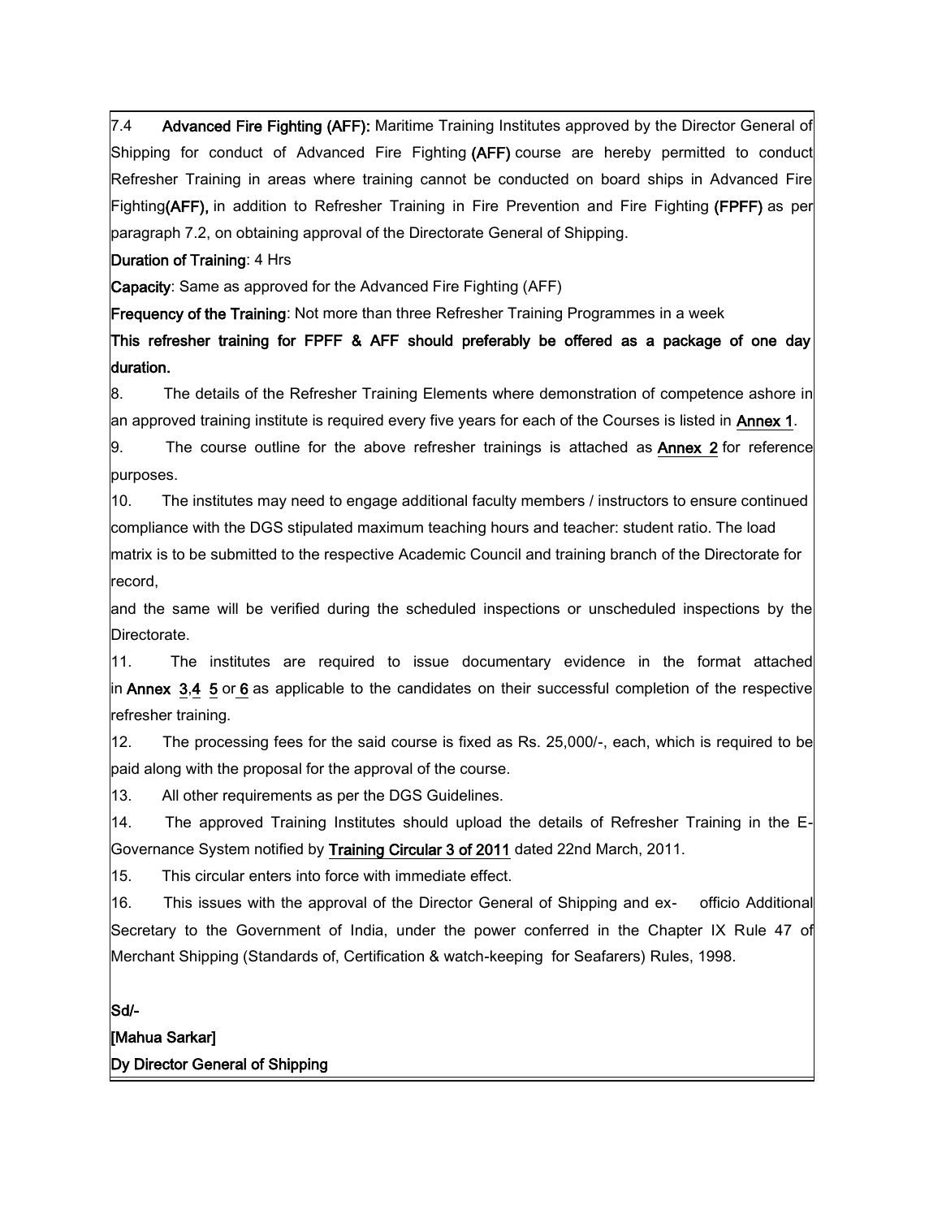7.4 **Advanced Fire Fighting (AFF):** Maritime Training Institutes approved by the Director General of Shipping for conduct of Advanced Fire Fighting **(AFF)** course are hereby permitted to conduct Refresher Training in areas where training cannot be conducted on board ships in Advanced Fire Fighting**(AFF),** in addition to Refresher Training in Fire Prevention and Fire Fighting **(FPFF)** as per paragraph 7.2, on obtaining approval of the Directorate General of Shipping.

**Duration of Training**: 4 Hrs

**Capacity**: Same as approved for the Advanced Fire Fighting (AFF)

**Frequency of the Training**: Not more than three Refresher Training Programmes in a week

**This refresher training for FPFF & AFF should preferably be offered as a package of one day duration.**

8. The details of the Refresher Training Elements where demonstration of competence ashore in an approved training institute is required every five years for each of the Courses is listed in **Annex 1**.

9. The course outline for the above refresher trainings is attached as **Annex 2** for reference purposes.

10. The institutes may need to engage additional faculty members / instructors to ensure continued compliance with the DGS stipulated maximum teaching hours and teacher: student ratio. The load matrix is to be submitted to the respective Academic Council and training branch of the Directorate for record,

and the same will be verified during the scheduled inspections or unscheduled inspections by the Directorate.

11. The institutes are required to issue documentary evidence in the format attached in **Annex 3**,**4** **5** or **6** as applicable to the candidates on their successful completion of the respective refresher training.

12. The processing fees for the said course is fixed as Rs. 25,000/-, each, which is required to be paid along with the proposal for the approval of the course.

13. All other requirements as per the DGS Guidelines.

14. The approved Training Institutes should upload the details of Refresher Training in the E-Governance System notified by **Training Circular 3 of 2011** dated 22nd March, 2011.

15. This circular enters into force with immediate effect.

16. This issues with the approval of the Director General of Shipping and ex- officio Additional Secretary to the Government of India, under the power conferred in the Chapter IX Rule 47 of Merchant Shipping (Standards of, Certification & watch-keeping for Seafarers) Rules, 1998.

**Sd/-**

**[Mahua Sarkar]**

**Dy Director General of Shipping**